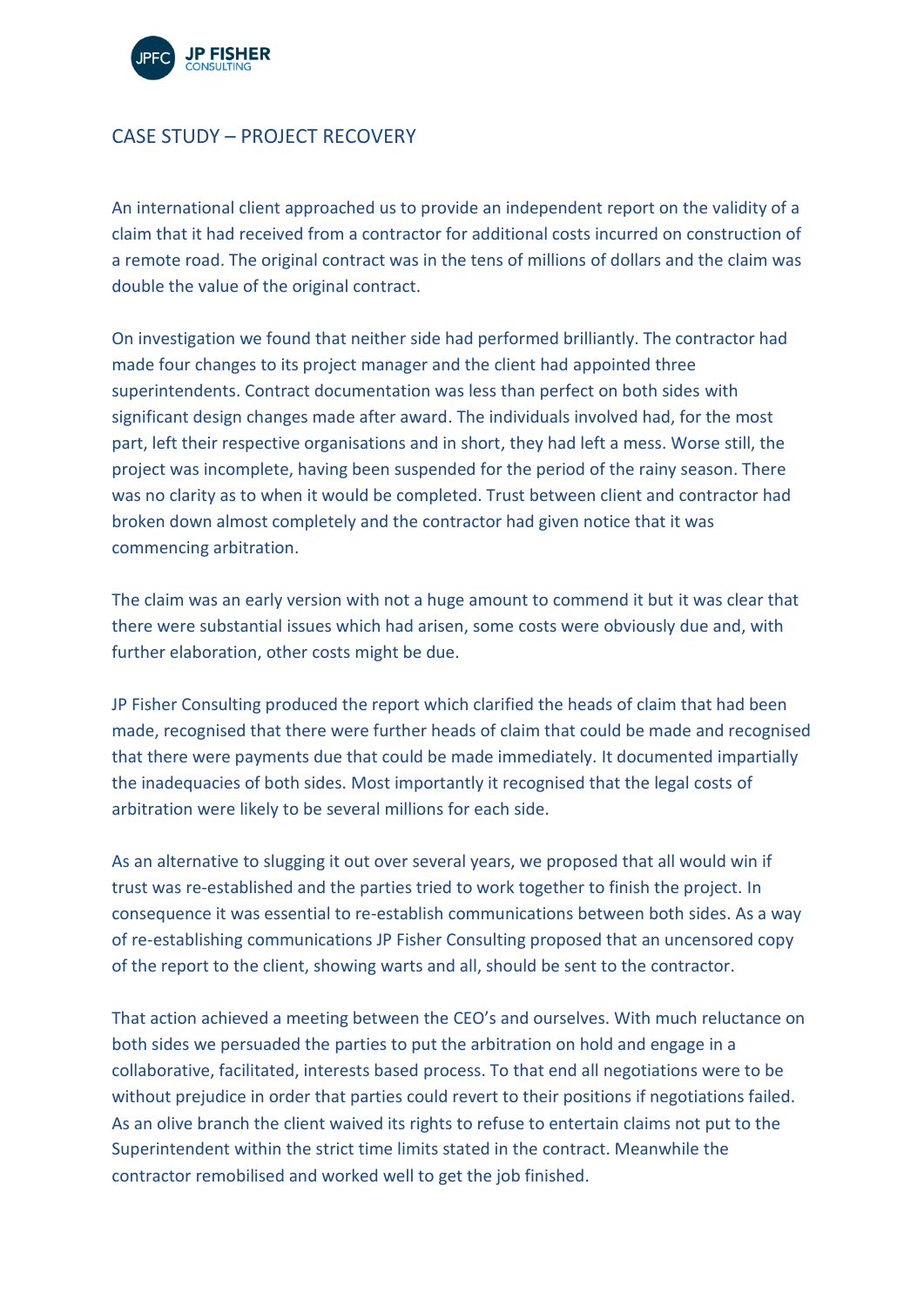# CASE STUDY – PROJECT RECOVERY

An international client approached us to provide an independent report on the validity of a claim that it had received from a contractor for additional costs incurred on construction of a remote road. The original contract was in the tens of millions of dollars and the claim was double the value of the original contract.

On investigation we found that neither side had performed brilliantly. The contractor had made four changes to its project manager and the client had appointed three superintendents. Contract documentation was less than perfect on both sides with significant design changes made after award. The individuals involved had, for the most part, left their respective organisations and in short, they had left a mess. Worse still, the project was incomplete, having been suspended for the period of the rainy season. There was no clarity as to when it would be completed. Trust between client and contractor had broken down almost completely and the contractor had given notice that it was commencing arbitration.

The claim was an early version with not a huge amount to commend it but it was clear that there were substantial issues which had arisen, some costs were obviously due and, with further elaboration, other costs might be due.

JP Fisher Consulting produced the report which clarified the heads of claim that had been made, recognised that there were further heads of claim that could be made and recognised that there were payments due that could be made immediately. It documented impartially the inadequacies of both sides. Most importantly it recognised that the legal costs of arbitration were likely to be several millions for each side.

As an alternative to slugging it out over several years, we proposed that all would win if trust was re-established and the parties tried to work together to finish the project. In consequence it was essential to re-establish communications between both sides. As a way of re-establishing communications JP Fisher Consulting proposed that an uncensored copy of the report to the client, showing warts and all, should be sent to the contractor.

That action achieved a meeting between the CEO's and ourselves. With much reluctance on both sides we persuaded the parties to put the arbitration on hold and engage in a collaborative, facilitated, interests based process. To that end all negotiations were to be without prejudice in order that parties could revert to their positions if negotiations failed. As an olive branch the client waived its rights to refuse to entertain claims not put to the Superintendent within the strict time limits stated in the contract. Meanwhile the contractor remobilised and worked well to get the job finished.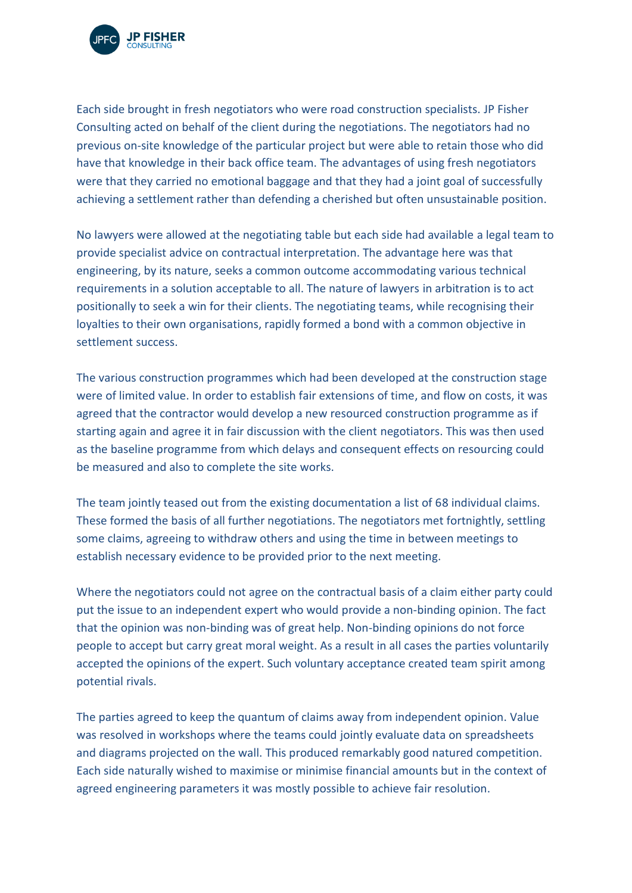Each side brought in fresh negotiators who were road construction specialists. JP Fisher Consulting acted on behalf of the client during the negotiations. The negotiators had no previous on-site knowledge of the particular project but were able to retain those who did have that knowledge in their back office team. The advantages of using fresh negotiators were that they carried no emotional baggage and that they had a joint goal of successfully achieving a settlement rather than defending a cherished but often unsustainable position.

No lawyers were allowed at the negotiating table but each side had available a legal team to provide specialist advice on contractual interpretation. The advantage here was that engineering, by its nature, seeks a common outcome accommodating various technical requirements in a solution acceptable to all. The nature of lawyers in arbitration is to act positionally to seek a win for their clients. The negotiating teams, while recognising their loyalties to their own organisations, rapidly formed a bond with a common objective in settlement success.

The various construction programmes which had been developed at the construction stage were of limited value. In order to establish fair extensions of time, and flow on costs, it was agreed that the contractor would develop a new resourced construction programme as if starting again and agree it in fair discussion with the client negotiators. This was then used as the baseline programme from which delays and consequent effects on resourcing could be measured and also to complete the site works.

The team jointly teased out from the existing documentation a list of 68 individual claims. These formed the basis of all further negotiations. The negotiators met fortnightly, settling some claims, agreeing to withdraw others and using the time in between meetings to establish necessary evidence to be provided prior to the next meeting.

Where the negotiators could not agree on the contractual basis of a claim either party could put the issue to an independent expert who would provide a non-binding opinion. The fact that the opinion was non-binding was of great help. Non-binding opinions do not force people to accept but carry great moral weight. As a result in all cases the parties voluntarily accepted the opinions of the expert. Such voluntary acceptance created team spirit among potential rivals.

The parties agreed to keep the quantum of claims away from independent opinion. Value was resolved in workshops where the teams could jointly evaluate data on spreadsheets and diagrams projected on the wall. This produced remarkably good natured competition. Each side naturally wished to maximise or minimise financial amounts but in the context of agreed engineering parameters it was mostly possible to achieve fair resolution.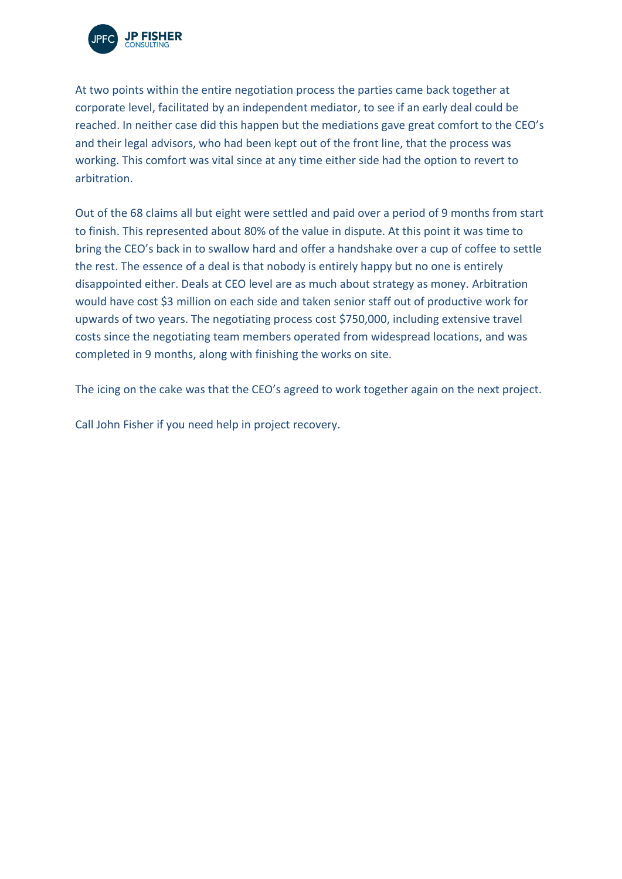At two points within the entire negotiation process the parties came back together at corporate level, facilitated by an independent mediator, to see if an early deal could be reached. In neither case did this happen but the mediations gave great comfort to the CEO's and their legal advisors, who had been kept out of the front line, that the process was working. This comfort was vital since at any time either side had the option to revert to arbitration.

Out of the 68 claims all but eight were settled and paid over a period of 9 months from start to finish. This represented about 80% of the value in dispute. At this point it was time to bring the CEO's back in to swallow hard and offer a handshake over a cup of coffee to settle the rest. The essence of a deal is that nobody is entirely happy but no one is entirely disappointed either. Deals at CEO level are as much about strategy as money. Arbitration would have cost $3 million on each side and taken senior staff out of productive work for upwards of two years. The negotiating process cost $750,000, including extensive travel costs since the negotiating team members operated from widespread locations, and was completed in 9 months, along with finishing the works on site.

The icing on the cake was that the CEO's agreed to work together again on the next project.

Call John Fisher if you need help in project recovery.